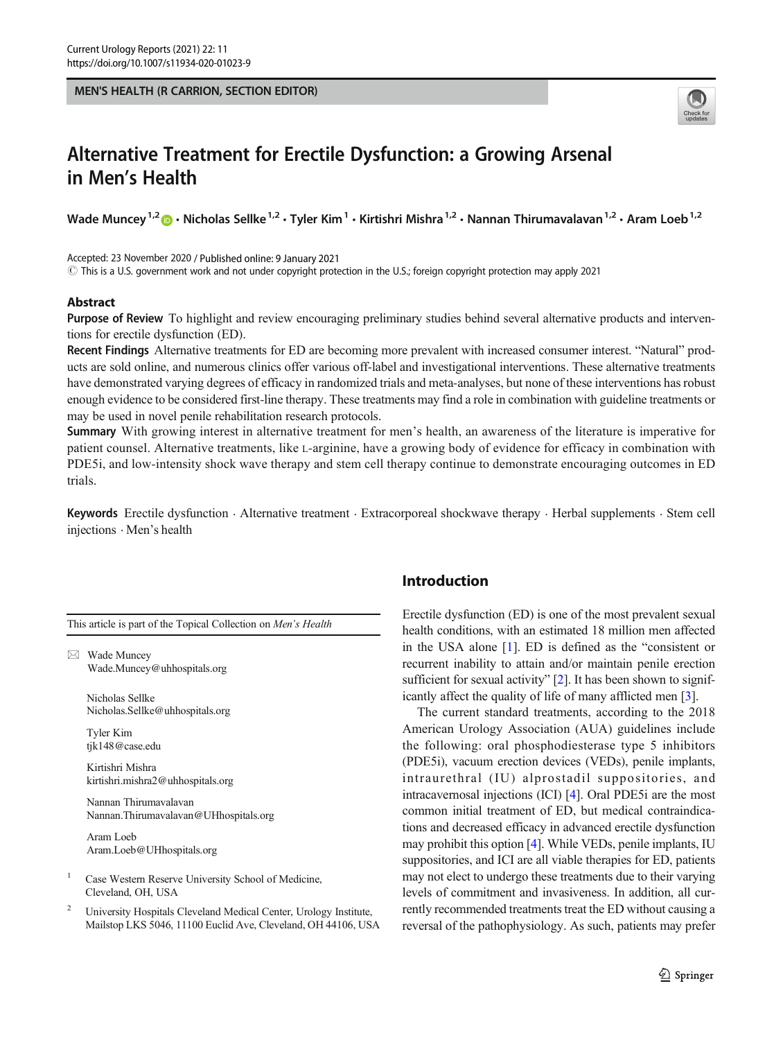MEN'S HEALTH (R CARRION, SECTION EDITOR)

# Alternative Treatment for Erectile Dysfunction: a Growing Arsenal in Men's Health

Wade Muncey [1,2] · Nicholas Sellke [1,2] · Tyler Kim [1] · Kirtishri Mishra [1,2] · Nannan Thirumavalavan [1,2] · Aram Loeb [1,2]

Accepted: 23 November 2020 / Published online: 9 January 2021
© This is a U.S. government work and not under copyright protection in the U.S.; foreign copyright protection may apply 2021

## Abstract

**Purpose of Review** To highlight and review encouraging preliminary studies behind several alternative products and interventions for erectile dysfunction (ED).

**Recent Findings** Alternative treatments for ED are becoming more prevalent with increased consumer interest. "Natural" products are sold online, and numerous clinics offer various off-label and investigational interventions. These alternative treatments have demonstrated varying degrees of efficacy in randomized trials and meta-analyses, but none of these interventions has robust enough evidence to be considered first-line therapy. These treatments may find a role in combination with guideline treatments or may be used in novel penile rehabilitation research protocols.

**Summary** With growing interest in alternative treatment for men's health, an awareness of the literature is imperative for patient counsel. Alternative treatments, like L-arginine, have a growing body of evidence for efficacy in combination with PDE5i, and low-intensity shock wave therapy and stem cell therapy continue to demonstrate encouraging outcomes in ED trials.

**Keywords** Erectile dysfunction · Alternative treatment · Extracorporeal shockwave therapy · Herbal supplements · Stem cell injections · Men's health

## Introduction

Erectile dysfunction (ED) is one of the most prevalent sexual health conditions, with an estimated 18 million men affected in the USA alone [1]. ED is defined as the "consistent or recurrent inability to attain and/or maintain penile erection sufficient for sexual activity" [2]. It has been shown to significantly affect the quality of life of many afflicted men [3].

The current standard treatments, according to the 2018 American Urology Association (AUA) guidelines include the following: oral phosphodiesterase type 5 inhibitors (PDE5i), vacuum erection devices (VEDs), penile implants, intraurethral (IU) alprostadil suppositories, and intracavernosal injections (ICI) [4]. Oral PDE5i are the most common initial treatment of ED, but medical contraindications and decreased efficacy in advanced erectile dysfunction may prohibit this option [4]. While VEDs, penile implants, IU suppositories, and ICI are all viable therapies for ED, patients may not elect to undergo these treatments due to their varying levels of commitment and invasiveness. In addition, all currently recommended treatments treat the ED without causing a reversal of the pathophysiology. As such, patients may prefer

---

This article is part of the Topical Collection on *Men's Health*

✉ Wade Muncey
Wade.Muncey@uhhospitals.org

Nicholas Sellke
Nicholas.Sellke@uhhospitals.org

Tyler Kim
tjk148@case.edu

Kirtishri Mishra
kirtishri.mishra2@uhhospitals.org

Nannan Thirumavalavan
Nannan.Thirumavalavan@UHhospitals.org

Aram Loeb
Aram.Loeb@UHhospitals.org

1 Case Western Reserve University School of Medicine, Cleveland, OH, USA

2 University Hospitals Cleveland Medical Center, Urology Institute, Mailstop LKS 5046, 11100 Euclid Ave, Cleveland, OH 44106, USA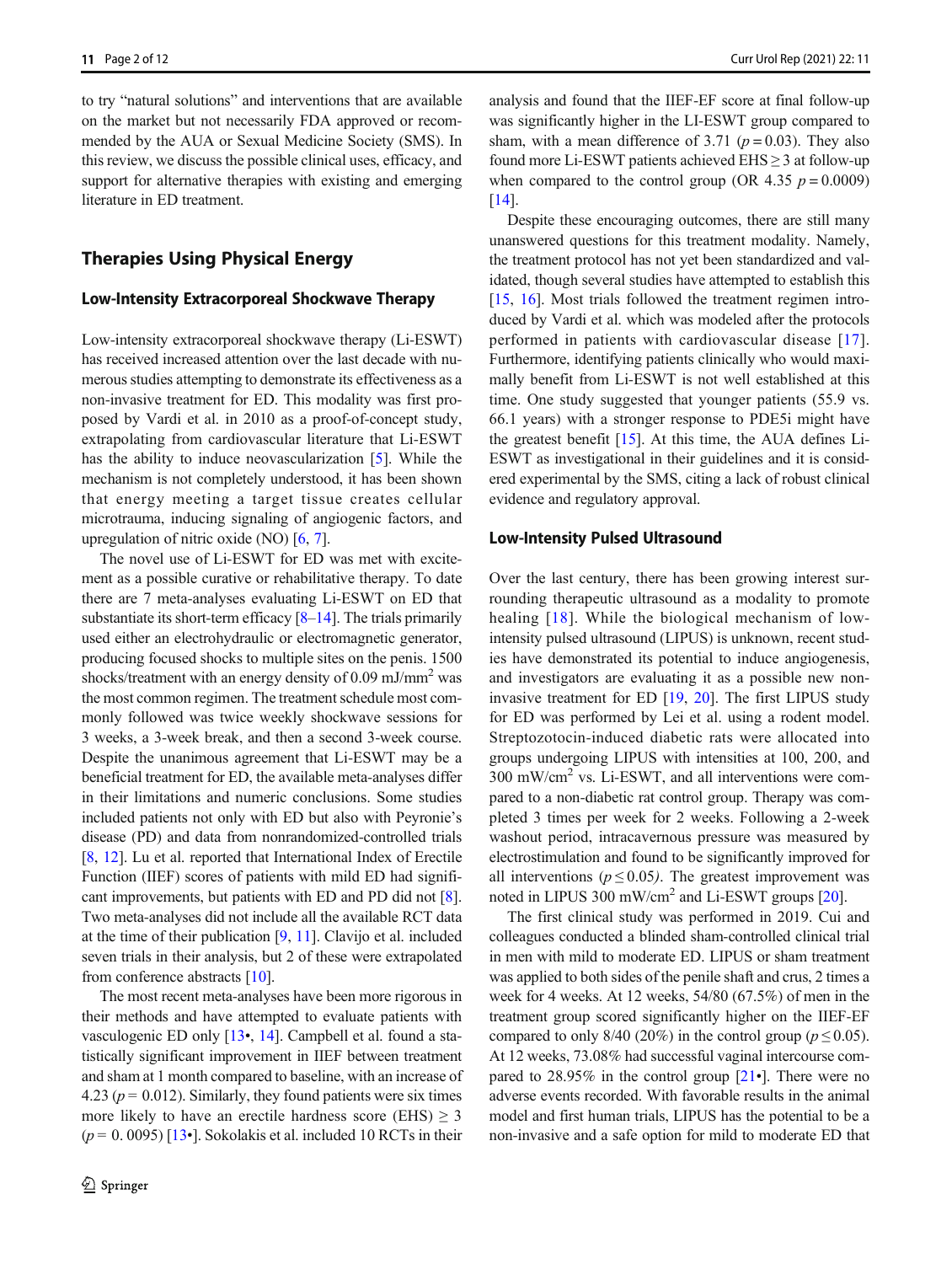to try "natural solutions" and interventions that are available on the market but not necessarily FDA approved or recommended by the AUA or Sexual Medicine Society (SMS). In this review, we discuss the possible clinical uses, efficacy, and support for alternative therapies with existing and emerging literature in ED treatment.

## Therapies Using Physical Energy

### Low-Intensity Extracorporeal Shockwave Therapy

Low-intensity extracorporeal shockwave therapy (Li-ESWT) has received increased attention over the last decade with numerous studies attempting to demonstrate its effectiveness as a non-invasive treatment for ED. This modality was first proposed by Vardi et al. in 2010 as a proof-of-concept study, extrapolating from cardiovascular literature that Li-ESWT has the ability to induce neovascularization [5]. While the mechanism is not completely understood, it has been shown that energy meeting a target tissue creates cellular microtrauma, inducing signaling of angiogenic factors, and upregulation of nitric oxide (NO) [6, 7].

The novel use of Li-ESWT for ED was met with excitement as a possible curative or rehabilitative therapy. To date there are 7 meta-analyses evaluating Li-ESWT on ED that substantiate its short-term efficacy [8–14]. The trials primarily used either an electrohydraulic or electromagnetic generator, producing focused shocks to multiple sites on the penis. 1500 shocks/treatment with an energy density of 0.09 mJ/mm$^2$ was the most common regimen. The treatment schedule most commonly followed was twice weekly shockwave sessions for 3 weeks, a 3-week break, and then a second 3-week course. Despite the unanimous agreement that Li-ESWT may be a beneficial treatment for ED, the available meta-analyses differ in their limitations and numeric conclusions. Some studies included patients not only with ED but also with Peyronie's disease (PD) and data from nonrandomized-controlled trials [8, 12]. Lu et al. reported that International Index of Erectile Function (IIEF) scores of patients with mild ED had significant improvements, but patients with ED and PD did not [8]. Two meta-analyses did not include all the available RCT data at the time of their publication [9, 11]. Clavijo et al. included seven trials in their analysis, but 2 of these were extrapolated from conference abstracts [10].

The most recent meta-analyses have been more rigorous in their methods and have attempted to evaluate patients with vasculogenic ED only [13•, 14]. Campbell et al. found a statistically significant improvement in IIEF between treatment and sham at 1 month compared to baseline, with an increase of 4.23 ($p = 0.012$). Similarly, they found patients were six times more likely to have an erectile hardness score (EHS) $\geq 3$ ($p = 0.0095$) [13•]. Sokolakis et al. included 10 RCTs in their analysis and found that the IIEF-EF score at final follow-up was significantly higher in the LI-ESWT group compared to sham, with a mean difference of 3.71 ($p = 0.03$). They also found more Li-ESWT patients achieved EHS $\geq 3$ at follow-up when compared to the control group (OR 4.35 $p = 0.0009$) [14].

Despite these encouraging outcomes, there are still many unanswered questions for this treatment modality. Namely, the treatment protocol has not yet been standardized and validated, though several studies have attempted to establish this [15, 16]. Most trials followed the treatment regimen introduced by Vardi et al. which was modeled after the protocols performed in patients with cardiovascular disease [17]. Furthermore, identifying patients clinically who would maximally benefit from Li-ESWT is not well established at this time. One study suggested that younger patients (55.9 vs. 66.1 years) with a stronger response to PDE5i might have the greatest benefit [15]. At this time, the AUA defines Li-ESWT as investigational in their guidelines and it is considered experimental by the SMS, citing a lack of robust clinical evidence and regulatory approval.

### Low-Intensity Pulsed Ultrasound

Over the last century, there has been growing interest surrounding therapeutic ultrasound as a modality to promote healing [18]. While the biological mechanism of low-intensity pulsed ultrasound (LIPUS) is unknown, recent studies have demonstrated its potential to induce angiogenesis, and investigators are evaluating it as a possible new non-invasive treatment for ED [19, 20]. The first LIPUS study for ED was performed by Lei et al. using a rodent model. Streptozotocin-induced diabetic rats were allocated into groups undergoing LIPUS with intensities at 100, 200, and 300 mW/cm$^2$ vs. Li-ESWT, and all interventions were compared to a non-diabetic rat control group. Therapy was completed 3 times per week for 2 weeks. Following a 2-week washout period, intracavernous pressure was measured by electrostimulation and found to be significantly improved for all interventions ($p \leq 0.05$). The greatest improvement was noted in LIPUS 300 mW/cm$^2$ and Li-ESWT groups [20].

The first clinical study was performed in 2019. Cui and colleagues conducted a blinded sham-controlled clinical trial in men with mild to moderate ED. LIPUS or sham treatment was applied to both sides of the penile shaft and crus, 2 times a week for 4 weeks. At 12 weeks, 54/80 (67.5%) of men in the treatment group scored significantly higher on the IIEF-EF compared to only 8/40 (20%) in the control group ($p \leq 0.05$). At 12 weeks, 73.08% had successful vaginal intercourse compared to 28.95% in the control group [21•]. There were no adverse events recorded. With favorable results in the animal model and first human trials, LIPUS has the potential to be a non-invasive and a safe option for mild to moderate ED that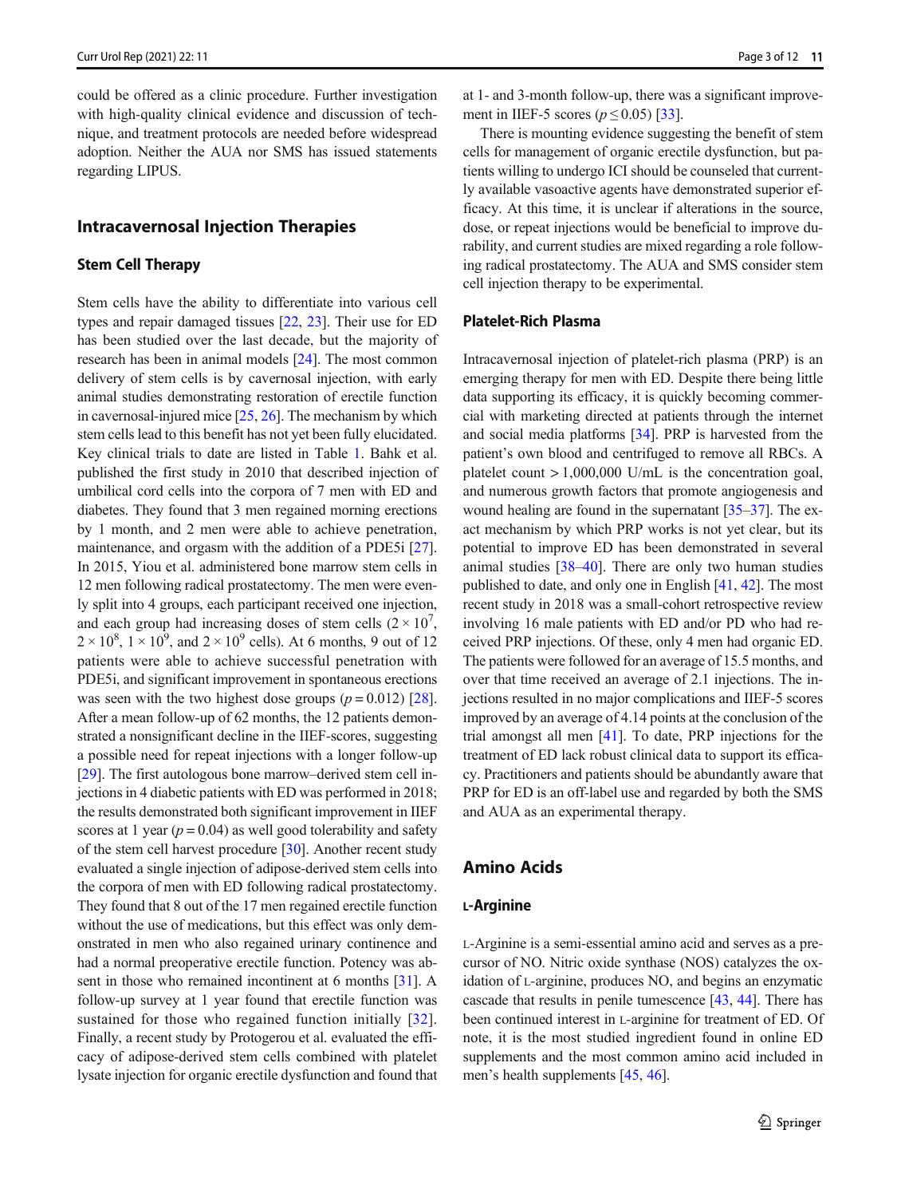could be offered as a clinic procedure. Further investigation with high-quality clinical evidence and discussion of technique, and treatment protocols are needed before widespread adoption. Neither the AUA nor SMS has issued statements regarding LIPUS.

## Intracavernosal Injection Therapies

### Stem Cell Therapy

Stem cells have the ability to differentiate into various cell types and repair damaged tissues [22, 23]. Their use for ED has been studied over the last decade, but the majority of research has been in animal models [24]. The most common delivery of stem cells is by cavernosal injection, with early animal studies demonstrating restoration of erectile function in cavernosal-injured mice [25, 26]. The mechanism by which stem cells lead to this benefit has not yet been fully elucidated. Key clinical trials to date are listed in Table 1. Bahk et al. published the first study in 2010 that described injection of umbilical cord cells into the corpora of 7 men with ED and diabetes. They found that 3 men regained morning erections by 1 month, and 2 men were able to achieve penetration, maintenance, and orgasm with the addition of a PDE5i [27]. In 2015, Yiou et al. administered bone marrow stem cells in 12 men following radical prostatectomy. The men were evenly split into 4 groups, each participant received one injection, and each group had increasing doses of stem cells ($2 \times 10^7$, $2 \times 10^8$, $1 \times 10^9$, and $2 \times 10^9$ cells). At 6 months, 9 out of 12 patients were able to achieve successful penetration with PDE5i, and significant improvement in spontaneous erections was seen with the two highest dose groups ($p = 0.012$) [28]. After a mean follow-up of 62 months, the 12 patients demonstrated a nonsignificant decline in the IIEF-scores, suggesting a possible need for repeat injections with a longer follow-up [29]. The first autologous bone marrow–derived stem cell injections in 4 diabetic patients with ED was performed in 2018; the results demonstrated both significant improvement in IIEF scores at 1 year ($p = 0.04$) as well good tolerability and safety of the stem cell harvest procedure [30]. Another recent study evaluated a single injection of adipose-derived stem cells into the corpora of men with ED following radical prostatectomy. They found that 8 out of the 17 men regained erectile function without the use of medications, but this effect was only demonstrated in men who also regained urinary continence and had a normal preoperative erectile function. Potency was absent in those who remained incontinent at 6 months [31]. A follow-up survey at 1 year found that erectile function was sustained for those who regained function initially [32]. Finally, a recent study by Protogerou et al. evaluated the efficacy of adipose-derived stem cells combined with platelet lysate injection for organic erectile dysfunction and found that at 1- and 3-month follow-up, there was a significant improvement in IIEF-5 scores ($p \leq 0.05$) [33].

There is mounting evidence suggesting the benefit of stem cells for management of organic erectile dysfunction, but patients willing to undergo ICI should be counseled that currently available vasoactive agents have demonstrated superior efficacy. At this time, it is unclear if alterations in the source, dose, or repeat injections would be beneficial to improve durability, and current studies are mixed regarding a role following radical prostatectomy. The AUA and SMS consider stem cell injection therapy to be experimental.

### Platelet-Rich Plasma

Intracavernosal injection of platelet-rich plasma (PRP) is an emerging therapy for men with ED. Despite there being little data supporting its efficacy, it is quickly becoming commercial with marketing directed at patients through the internet and social media platforms [34]. PRP is harvested from the patient's own blood and centrifuged to remove all RBCs. A platelet count > 1,000,000 U/mL is the concentration goal, and numerous growth factors that promote angiogenesis and wound healing are found in the supernatant [35–37]. The exact mechanism by which PRP works is not yet clear, but its potential to improve ED has been demonstrated in several animal studies [38–40]. There are only two human studies published to date, and only one in English [41, 42]. The most recent study in 2018 was a small-cohort retrospective review involving 16 male patients with ED and/or PD who had received PRP injections. Of these, only 4 men had organic ED. The patients were followed for an average of 15.5 months, and over that time received an average of 2.1 injections. The injections resulted in no major complications and IIEF-5 scores improved by an average of 4.14 points at the conclusion of the trial amongst all men [41]. To date, PRP injections for the treatment of ED lack robust clinical data to support its efficacy. Practitioners and patients should be abundantly aware that PRP for ED is an off-label use and regarded by both the SMS and AUA as an experimental therapy.

## Amino Acids

### L-Arginine

L-Arginine is a semi-essential amino acid and serves as a precursor of NO. Nitric oxide synthase (NOS) catalyzes the oxidation of L-arginine, produces NO, and begins an enzymatic cascade that results in penile tumescence [43, 44]. There has been continued interest in L-arginine for treatment of ED. Of note, it is the most studied ingredient found in online ED supplements and the most common amino acid included in men's health supplements [45, 46].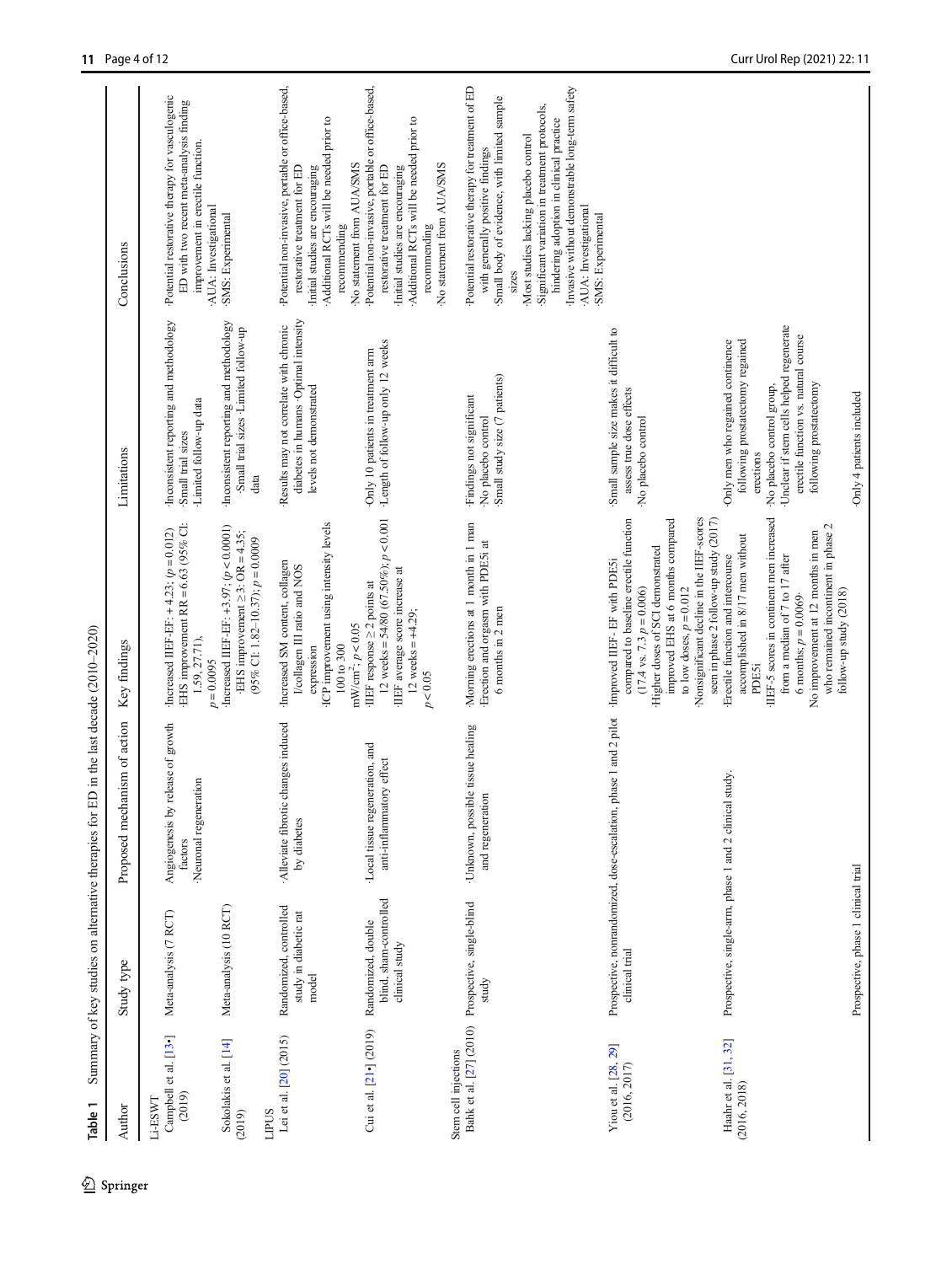**Table 1** Summary of key studies on alternative therapies for ED in the last decade (2010–2020)

| Author | Study type | Proposed mechanism of action | Key findings | Limitations | Conclusions |
|---|---|---|---|---|---|
| **Li-ESWT** | | | | | |
| Campbell et al. [13•] (2019) | Meta-analysis (7 RCT) | ·Angiogenesis by release of growth factors<br>·Neuronal regeneration | ·Increased IIEF-EF: + 4.23; ($p = 0.012$)<br>·EHS improvement RR = 6.63 (95% CI: 1.59, 27.71), $p = 0.0095$ | ·Inconsistent reporting and methodology<br>·Small trial sizes<br>·Limited follow-up data | ·Potential restorative therapy for vasculogenic ED with two recent meta-analysis finding improvement in erectile function.<br>·AUA: Investigational<br>·SMS: Experimental |
| Sokolakis et al. [14] (2019) | Meta-analysis (10 RCT) | | ·Increased IIEF-EF: +3.97; ($p < 0.0001$)<br>·EHS improvement ≥ 3: OR = 4.35; (95% CI: 1.82–10.37); $p = 0.0009$ | ·Inconsistent reporting and methodology<br>·Small trial sizes ·Limited follow-up data | |
| **LIPUS** | | | | | |
| Lei et al. [20] (2015) | Randomized, controlled study in diabetic rat model | ·Alleviate fibrotic changes induced by diabetes | ·Increased SM content, collagen I/collagen III ratio and NOS expression<br>·ICP improvement using intensity levels 100 to 300 mW/cm$^2$; $p < 0.05$ | ·Results may not correlate with chronic diabetes in humans ·Optimal intensity levels not demonstrated | ·Potential non-invasive, portable or office-based, restorative treatment for ED<br>·Initial studies are encouraging<br>·Additional RCTs will be needed prior to recommending<br>·No statement from AUA/SMS |
| Cui et al. [21•] (2019) | Randomized, double blind, sham-controlled clinical study | ·Local tissue regeneration, and anti-inflammatory effect | ·IIEF response ≥ 2 points at 12 weeks = 54/80 (67.50%); $p < 0.001$<br>·IIEF average score increase at 12 weeks = +4.29; $p < 0.05$ | ·Only 10 patients in treatment arm<br>·Length of follow-up only 12 weeks | ·Potential non-invasive, portable or office-based, restorative treatment for ED<br>·Initial studies are encouraging<br>·Additional RCTs will be needed prior to recommending<br>·No statement from AUA/SMS |
| **Stem cell injections** | | | | | |
| Bahk et al. [27] (2010) | Prospective, single-blind study | ·Unknown, possible tissue healing and regeneration | ·Morning erections at 1 month in 1 man<br>·Erection and orgasm with PDE5i at 6 months in 2 men | ·Findings not significant<br>·No placebo control<br>·Small study size (7 patients) | ·Potential restorative therapy for treatment of ED with generally positive findings<br>·Small body of evidence, with limited sample sizes<br>·Most studies lacking placebo control<br>·Significant variation in treatment protocols, hindering adoption in clinical practice<br>·Invasive without demonstrable long-term safety<br>·AUA: Investigational<br>·SMS: Experimental |
| Yiou et al. [28, 29] (2016, 2017) | Prospective, nonrandomized, dose-escalation, phase 1 and 2 pilot clinical trial | | ·Improved IIEF- EF with PDE5i compared to baseline erectile function (17.4 vs. 7.3 $p = 0.006$)<br>·Higher doses of SCI demonstrated improved EHS at 6 months compared to low doses, $p = 0.012$<br>·Nonsignificant decline in the IIEF-scores seen in phase 2 follow-up study (2017) | ·Small sample size makes it difficult to assess true dose effects<br>·No placebo control | |
| Haahr et al. [31, 32] (2016, 2018) | Prospective, single-arm, phase 1 and 2 clinical study. | | ·Erectile function and intercourse accomplished in 8/17 men without PDE5i<br>·IIEF-5 scores in continent men increased from a median of 7 to 17 after 6 months; $p = 0.0069$<br>·No improvement at 12 months in men who remained incontinent in phase 2 follow-up study (2018) | ·Only men who regained continence following prostatectomy regained erections<br>·No placebo control group,<br>·Unclear if stem cells helped regenerate erectile function vs. natural course following prostatectomy | |
| | Prospective, phase 1 clinical trial | | | ·Only 4 patients included | |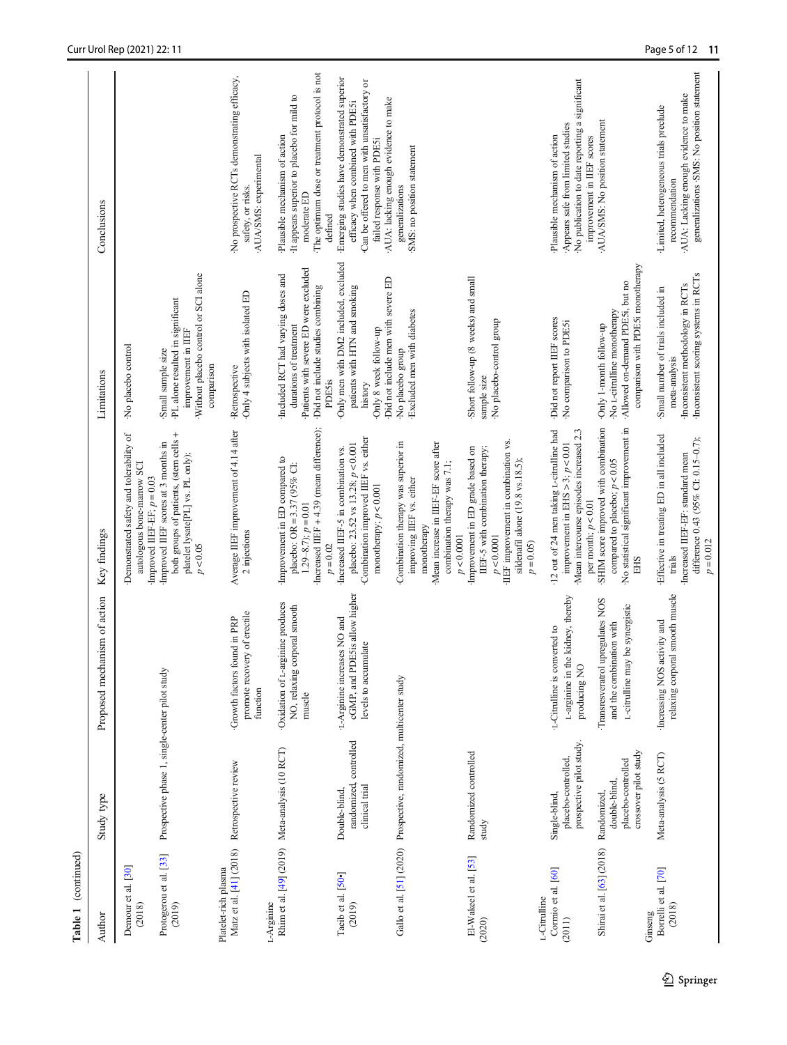**Table 1** (continued)

| Author | Study type | Proposed mechanism of action | Key findings | Limitations | Conclusions |
|---|---|---|---|---|---|
| Demour et al. [30] (2018) | | | ·Demonstrated safety and tolerability of autologous bone-marrow SCI<br>·Improved IIEF-EF; $p = 0.03$ | ·No placebo control | |
| Protogerou et al. [33] (2019) | Prospective phase 1, single-center pilot study | | ·Improved IIEF scores at 3 months in both groups of patients, (stem cells + platelet lysate[PL] vs. PL only); $p < 0.05$ | ·Small sample size<br>·PL alone resulted in significant improvement in IIEF<br>·Without placebo control or SCI alone comparison | |
| Platelet-rich plasma | | | | | |
| Matz et al. [41] (2018) | Retrospective review | ·Growth factors found in PRP promote recovery of erectile function | Average IIEF improvement of 4.14 after 2 injections | ·Retrospective<br>·Only 4 subjects with isolated ED | ·No prospective RCTs demonstrating efficacy, safety, or risks.<br>·AUA/SMS: experimental |
| L-Arginine | | | | | |
| Rhim et al. [49] (2019) | Meta-analysis (10 RCT) | ·Oxidation of L-arginine produces NO, relaxing corporal smooth muscle | ·Improvement in ED compared to placebo: OR = 3.37 (95% CI: 1.29–8.7); $p = 0.01$<br>·Increased IIEF + 4.39 (mean difference); $p = 0.02$ | ·Included RCT had varying doses and durations of treatment<br>·Patients with severe ED were excluded<br>·Did not include studies combining PDE5is | ·Plausible mechanism of action<br>·It appears superior to placebo for mild to moderate ED<br>·The optimum dose or treatment protocol is not defined |
| Taeib et al. [50•] (2019) | Double-blind, randomized, controlled clinical trial | ·L-Arginine increases NO and cGMP, and PDE5is allow higher levels to accumulate | ·Increased IIEF-5 in combination vs. placebo: 23.52 vs 13.28; $p < 0.001$<br>·Combination improved IIEF vs. either monotherapy; $p < 0.001$ | ·Only men with DM2 included, excluded patients with HTN and smoking history<br>·Only 8 week follow-up<br>·Did not include men with severe ED | ·Emerging studies have demonstrated superior efficacy when combined with PDE5i<br>·Can be offered to men with unsatisfactory or failed response with PDE5i<br>·AUA: lacking enough evidence to make generalizations<br>·SMS: no position statement |
| Gallo et al. [51] (2020) | Prospective, randomized, multicenter study | | ·Combination therapy was superior in improving IIEF vs. either monotherapy<br>·Mean increase in IIEF-EF score after combination therapy was 7.1; $p < 0.0001$ | ·No placebo group<br>·Excluded men with diabetes | |
| El-Wakeel et al. [53] (2020) | Randomized controlled study | | ·Improvement in ED grade based on IIEF-5 with combination therapy; $p < 0.0001$<br>·IIEF improvement in combination vs. sildenafil alone (19.8 vs.18.5); $p = 0.05$) | ·Short follow-up (8 weeks) and small sample size<br>·No placebo-control group | |
| L-Citrulline | | | | | |
| Cormio et al. [60] (2011) | Single-blind, placebo-controlled, prospective pilot study. | ·L-Citrulline is converted to L-arginine in the kidney, thereby producing NO | ·12 out of 24 men taking L-citrulline had improvement in EHS > 3; $p < 0.01$<br>·Mean intercourse episodes increased 2.3 per month; $p < 0.01$ | ·Did not report IIEF scores<br>·No comparison to PDE5i | ·Plausible mechanism of action<br>·Appears safe from limited studies<br>·No publication to date reporting a significant improvement in IIEF scores<br>·AUA/SMS: No position statement |
| Shirai et al. [63] (2018) | Randomized, double-blind, placebo-controlled crossover pilot study | ·Transresveratrol upregulates NOS and the combination with L-citrulline may be synergistic | ·SHIM score improved with combination compared to placebo; $p < 0.05$<br>·No statistical significant improvement in EHS | ·Only 1-month follow-up<br>·No L-citrulline monotherapy<br>·Allowed on-demand PDE5i, but no comparison with PDE5i monotherapy | |
| Ginseng | | | | | |
| Borrelli et al. [70] (2018) | Meta-analysis (5 RCT) | ·Increasing NOS activity and relaxing corporal smooth muscle | ·Effective in treating ED in all included trials<br>·Increased IIEF-EF: standard mean difference 0.43 (95% CI: 0.15–0.7); $p = 0.012$ | ·Small number of trials included in meta-analysis<br>·Inconsistent methodology in RCTs<br>·Inconsistent scoring systems in RCTs | ·Limited, heterogeneous trials preclude recommendation<br>·AUA: Lacking enough evidence to make generalizations ·SMS: No position statement |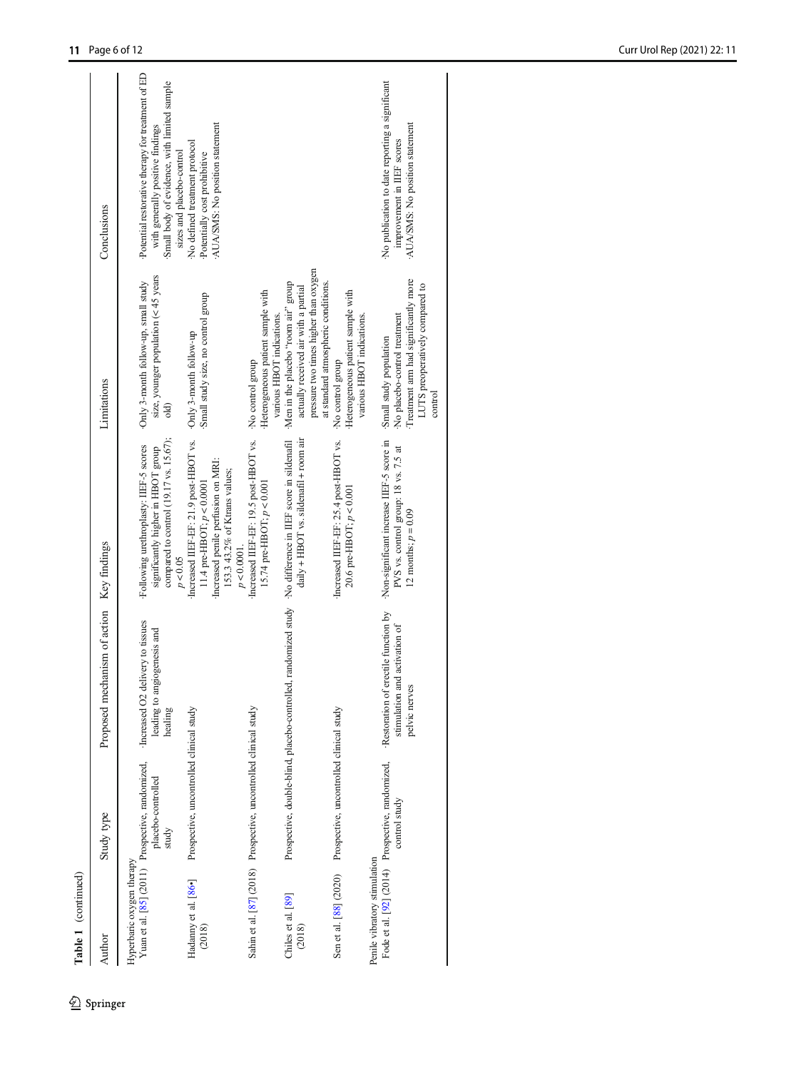**Table 1** (continued)

| Author | Study type | Proposed mechanism of action | Key findings | Limitations | Conclusions |
| --- | --- | --- | --- | --- | --- |
| Hyperbaric oxygen therapy | | | | | |
| Yuan et al. [85] (2011) | Prospective, randomized, placebo-controlled study | ·Increased O2 delivery to tissues leading to angiogenesis and healing | ·Following urethroplasty: IIEF-5 scores significantly higher in HBOT group compared to control (19.17 vs. 15.67); $p < 0.05$ | ·Only 3-month follow-up, small study size, younger population (< 45 years old) | ·Potential restorative therapy for treatment of ED with generally positive findings<br>·Small body of evidence, with limited sample sizes and placebo-control<br>·No defined treatment protocol<br>·Potentially cost prohibitive<br>·AUA/SMS: No position statement |
| Hadanny et al. [86•] (2018) | Prospective, uncontrolled clinical study | | ·Increased IIEF-EF: 21.9 post-HBOT vs. 11.4 pre-HBOT; $p < 0.0001$<br>·Increased penile perfusion on MRI: 153.3 43.2% of Ktrans values; $p < 0.0001$. | ·Only 3-month follow-up<br>·Small study size, no control group | |
| Sahin et al. [87] (2018) | Prospective, uncontrolled clinical study | | ·Increased IIEF-EF: 19.5 post-HBOT vs. 15.74 pre-HBOT; $p < 0.001$ | ·No control group<br>·Heterogeneous patient sample with various HBOT indications. | |
| Chiles et al. [89] (2018) | Prospective, double-blind, placebo-controlled, randomized study | | ·No difference in IIEF score in sildenafil daily + HBOT vs. sildenafil + room air | ·Men in the placebo "room air" group actually received air with a partial pressure two times higher than oxygen at standard atmospheric conditions. | |
| Sen et al. [88] (2020) | Prospective, uncontrolled clinical study | | ·Increased IIEF-EF: 25.4 post-HBOT vs. 20.6 pre-HBOT; $p < 0.001$ | ·No control group<br>·Heterogeneous patient sample with various HBOT indications. | |
| Penile vibratory stimulation | | | | | |
| Fode et al. [92] (2014) | Prospective, randomized, control study | ·Restoration of erectile function by stimulation and activation of pelvic nerves | ·Non-significant increase IIEF-5 score in PVS vs. control group: 18 vs. 7.5 at 12 months; $p = 0.09$ | ·Small study population<br>·No placebo-control treatment<br>·Treatment arm had significantly more LUTS preoperatively compared to control | ·No publication to date reporting a significant improvement in IIEF scores<br>·AUA/SMS: No position statement |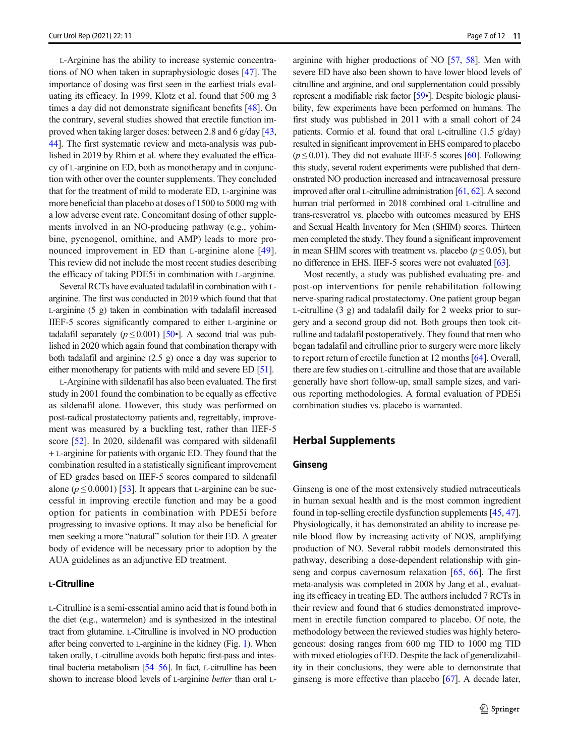L-Arginine has the ability to increase systemic concentrations of NO when taken in supraphysiologic doses [47]. The importance of dosing was first seen in the earliest trials evaluating its efficacy. In 1999, Klotz et al. found that 500 mg 3 times a day did not demonstrate significant benefits [48]. On the contrary, several studies showed that erectile function improved when taking larger doses: between 2.8 and 6 g/day [43, 44]. The first systematic review and meta-analysis was published in 2019 by Rhim et al. where they evaluated the efficacy of L-arginine on ED, both as monotherapy and in conjunction with other over the counter supplements. They concluded that for the treatment of mild to moderate ED, L-arginine was more beneficial than placebo at doses of 1500 to 5000 mg with a low adverse event rate. Concomitant dosing of other supplements involved in an NO-producing pathway (e.g., yohimbine, pycnogenol, ornithine, and AMP) leads to more pronounced improvement in ED than L-arginine alone [49]. This review did not include the most recent studies describing the efficacy of taking PDE5i in combination with L-arginine.

Several RCTs have evaluated tadalafil in combination with L-arginine. The first was conducted in 2019 which found that that L-arginine (5 g) taken in combination with tadalafil increased IIEF-5 scores significantly compared to either L-arginine or tadalafil separately ($p \leq 0.001$) [50•]. A second trial was published in 2020 which again found that combination therapy with both tadalafil and arginine (2.5 g) once a day was superior to either monotherapy for patients with mild and severe ED [51].

L-Arginine with sildenafil has also been evaluated. The first study in 2001 found the combination to be equally as effective as sildenafil alone. However, this study was performed on post-radical prostatectomy patients and, regrettably, improvement was measured by a buckling test, rather than IIEF-5 score [52]. In 2020, sildenafil was compared with sildenafil + L-arginine for patients with organic ED. They found that the combination resulted in a statistically significant improvement of ED grades based on IIEF-5 scores compared to sildenafil alone ($p \leq 0.0001$) [53]. It appears that L-arginine can be successful in improving erectile function and may be a good option for patients in combination with PDE5i before progressing to invasive options. It may also be beneficial for men seeking a more "natural" solution for their ED. A greater body of evidence will be necessary prior to adoption by the AUA guidelines as an adjunctive ED treatment.

### L-Citrulline

L-Citrulline is a semi-essential amino acid that is found both in the diet (e.g., watermelon) and is synthesized in the intestinal tract from glutamine. L-Citrulline is involved in NO production after being converted to L-arginine in the kidney (Fig. 1). When taken orally, L-citrulline avoids both hepatic first-pass and intestinal bacteria metabolism [54–56]. In fact, L-citrulline has been shown to increase blood levels of L-arginine *better* than oral L-arginine with higher productions of NO [57, 58]. Men with severe ED have also been shown to have lower blood levels of citrulline and arginine, and oral supplementation could possibly represent a modifiable risk factor [59•]. Despite biologic plausibility, few experiments have been performed on humans. The first study was published in 2011 with a small cohort of 24 patients. Cormio et al. found that oral L-citrulline (1.5 g/day) resulted in significant improvement in EHS compared to placebo ($p \leq 0.01$). They did not evaluate IIEF-5 scores [60]. Following this study, several rodent experiments were published that demonstrated NO production increased and intracavernosal pressure improved after oral L-citrulline administration [61, 62]. A second human trial performed in 2018 combined oral L-citrulline and trans-resveratrol vs. placebo with outcomes measured by EHS and Sexual Health Inventory for Men (SHIM) scores. Thirteen men completed the study. They found a significant improvement in mean SHIM scores with treatment vs. placebo ($p \leq 0.05$), but no difference in EHS. IIEF-5 scores were not evaluated [63].

Most recently, a study was published evaluating pre- and post-op interventions for penile rehabilitation following nerve-sparing radical prostatectomy. One patient group began L-citrulline (3 g) and tadalafil daily for 2 weeks prior to surgery and a second group did not. Both groups then took citrulline and tadalafil postoperatively. They found that men who began tadalafil and citrulline prior to surgery were more likely to report return of erectile function at 12 months [64]. Overall, there are few studies on L-citrulline and those that are available generally have short follow-up, small sample sizes, and various reporting methodologies. A formal evaluation of PDE5i combination studies vs. placebo is warranted.

## Herbal Supplements

### Ginseng

Ginseng is one of the most extensively studied nutraceuticals in human sexual health and is the most common ingredient found in top-selling erectile dysfunction supplements [45, 47]. Physiologically, it has demonstrated an ability to increase penile blood flow by increasing activity of NOS, amplifying production of NO. Several rabbit models demonstrated this pathway, describing a dose-dependent relationship with ginseng and corpus cavernosum relaxation [65, 66]. The first meta-analysis was completed in 2008 by Jang et al., evaluating its efficacy in treating ED. The authors included 7 RCTs in their review and found that 6 studies demonstrated improvement in erectile function compared to placebo. Of note, the methodology between the reviewed studies was highly heterogeneous: dosing ranges from 600 mg TID to 1000 mg TID with mixed etiologies of ED. Despite the lack of generalizability in their conclusions, they were able to demonstrate that ginseng is more effective than placebo [67]. A decade later,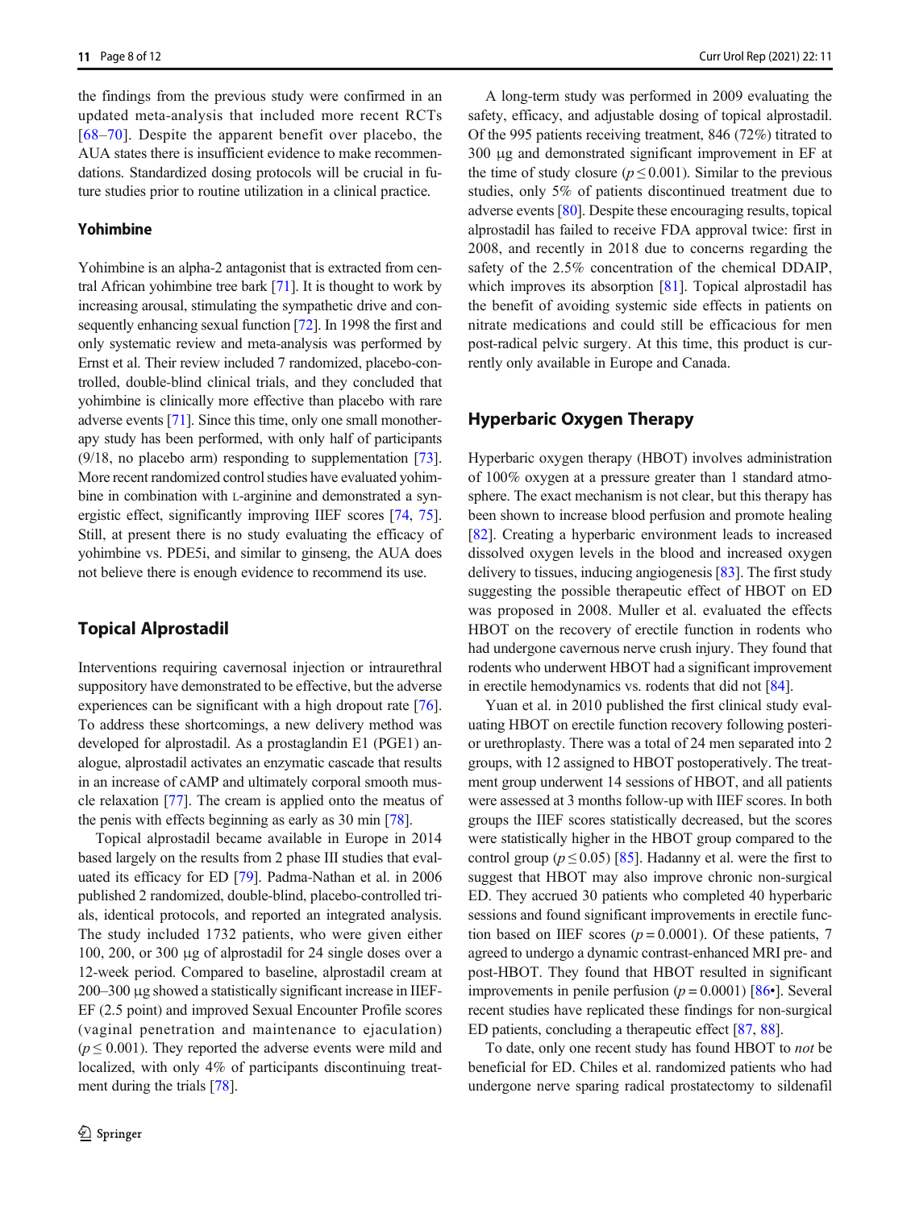the findings from the previous study were confirmed in an updated meta-analysis that included more recent RCTs [68–70]. Despite the apparent benefit over placebo, the AUA states there is insufficient evidence to make recommendations. Standardized dosing protocols will be crucial in future studies prior to routine utilization in a clinical practice.

### Yohimbine

Yohimbine is an alpha-2 antagonist that is extracted from central African yohimbine tree bark [71]. It is thought to work by increasing arousal, stimulating the sympathetic drive and consequently enhancing sexual function [72]. In 1998 the first and only systematic review and meta-analysis was performed by Ernst et al. Their review included 7 randomized, placebo-controlled, double-blind clinical trials, and they concluded that yohimbine is clinically more effective than placebo with rare adverse events [71]. Since this time, only one small monotherapy study has been performed, with only half of participants (9/18, no placebo arm) responding to supplementation [73]. More recent randomized control studies have evaluated yohimbine in combination with L-arginine and demonstrated a synergistic effect, significantly improving IIEF scores [74, 75]. Still, at present there is no study evaluating the efficacy of yohimbine vs. PDE5i, and similar to ginseng, the AUA does not believe there is enough evidence to recommend its use.

## Topical Alprostadil

Interventions requiring cavernosal injection or intraurethral suppository have demonstrated to be effective, but the adverse experiences can be significant with a high dropout rate [76]. To address these shortcomings, a new delivery method was developed for alprostadil. As a prostaglandin E1 (PGE1) analogue, alprostadil activates an enzymatic cascade that results in an increase of cAMP and ultimately corporal smooth muscle relaxation [77]. The cream is applied onto the meatus of the penis with effects beginning as early as 30 min [78].

Topical alprostadil became available in Europe in 2014 based largely on the results from 2 phase III studies that evaluated its efficacy for ED [79]. Padma-Nathan et al. in 2006 published 2 randomized, double-blind, placebo-controlled trials, identical protocols, and reported an integrated analysis. The study included 1732 patients, who were given either 100, 200, or 300 μg of alprostadil for 24 single doses over a 12-week period. Compared to baseline, alprostadil cream at 200–300 μg showed a statistically significant increase in IIEF-EF (2.5 point) and improved Sexual Encounter Profile scores (vaginal penetration and maintenance to ejaculation) ($p \leq 0.001$). They reported the adverse events were mild and localized, with only 4% of participants discontinuing treatment during the trials [78].

A long-term study was performed in 2009 evaluating the safety, efficacy, and adjustable dosing of topical alprostadil. Of the 995 patients receiving treatment, 846 (72%) titrated to 300 μg and demonstrated significant improvement in EF at the time of study closure ($p \leq 0.001$). Similar to the previous studies, only 5% of patients discontinued treatment due to adverse events [80]. Despite these encouraging results, topical alprostadil has failed to receive FDA approval twice: first in 2008, and recently in 2018 due to concerns regarding the safety of the 2.5% concentration of the chemical DDAIP, which improves its absorption [81]. Topical alprostadil has the benefit of avoiding systemic side effects in patients on nitrate medications and could still be efficacious for men post-radical pelvic surgery. At this time, this product is currently only available in Europe and Canada.

## Hyperbaric Oxygen Therapy

Hyperbaric oxygen therapy (HBOT) involves administration of 100% oxygen at a pressure greater than 1 standard atmosphere. The exact mechanism is not clear, but this therapy has been shown to increase blood perfusion and promote healing [82]. Creating a hyperbaric environment leads to increased dissolved oxygen levels in the blood and increased oxygen delivery to tissues, inducing angiogenesis [83]. The first study suggesting the possible therapeutic effect of HBOT on ED was proposed in 2008. Muller et al. evaluated the effects HBOT on the recovery of erectile function in rodents who had undergone cavernous nerve crush injury. They found that rodents who underwent HBOT had a significant improvement in erectile hemodynamics vs. rodents that did not [84].

Yuan et al. in 2010 published the first clinical study evaluating HBOT on erectile function recovery following posterior urethroplasty. There was a total of 24 men separated into 2 groups, with 12 assigned to HBOT postoperatively. The treatment group underwent 14 sessions of HBOT, and all patients were assessed at 3 months follow-up with IIEF scores. In both groups the IIEF scores statistically decreased, but the scores were statistically higher in the HBOT group compared to the control group ($p \leq 0.05$) [85]. Hadanny et al. were the first to suggest that HBOT may also improve chronic non-surgical ED. They accrued 30 patients who completed 40 hyperbaric sessions and found significant improvements in erectile function based on IIEF scores ($p = 0.0001$). Of these patients, 7 agreed to undergo a dynamic contrast-enhanced MRI pre- and post-HBOT. They found that HBOT resulted in significant improvements in penile perfusion ($p = 0.0001$) [86•]. Several recent studies have replicated these findings for non-surgical ED patients, concluding a therapeutic effect [87, 88].

To date, only one recent study has found HBOT to *not* be beneficial for ED. Chiles et al. randomized patients who had undergone nerve sparing radical prostatectomy to sildenafil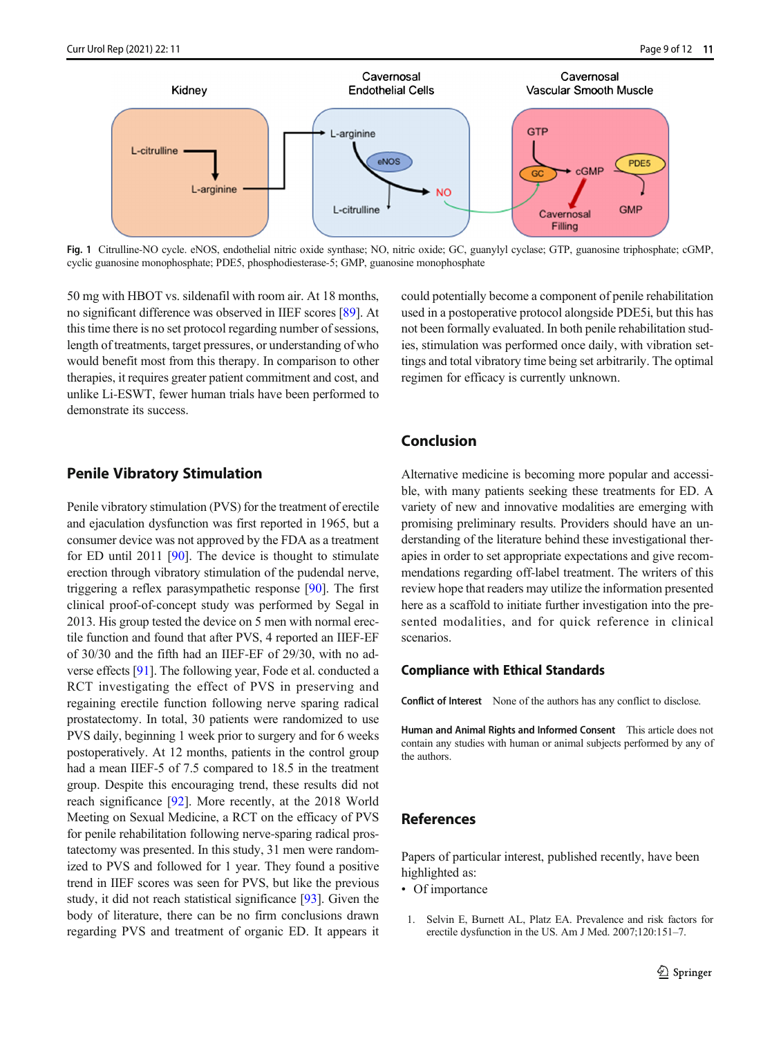Fig. 1 Citrulline-NO cycle. eNOS, endothelial nitric oxide synthase; NO, nitric oxide; GC, guanylyl cyclase; GTP, guanosine triphosphate; cGMP, cyclic guanosine monophosphate; PDE5, phosphodiesterase-5; GMP, guanosine monophosphate

50 mg with HBOT vs. sildenafil with room air. At 18 months, no significant difference was observed in IIEF scores [89]. At this time there is no set protocol regarding number of sessions, length of treatments, target pressures, or understanding of who would benefit most from this therapy. In comparison to other therapies, it requires greater patient commitment and cost, and unlike Li-ESWT, fewer human trials have been performed to demonstrate its success.

## Penile Vibratory Stimulation

Penile vibratory stimulation (PVS) for the treatment of erectile and ejaculation dysfunction was first reported in 1965, but a consumer device was not approved by the FDA as a treatment for ED until 2011 [90]. The device is thought to stimulate erection through vibratory stimulation of the pudendal nerve, triggering a reflex parasympathetic response [90]. The first clinical proof-of-concept study was performed by Segal in 2013. His group tested the device on 5 men with normal erectile function and found that after PVS, 4 reported an IIEF-EF of 30/30 and the fifth had an IIEF-EF of 29/30, with no adverse effects [91]. The following year, Fode et al. conducted a RCT investigating the effect of PVS in preserving and regaining erectile function following nerve sparing radical prostatectomy. In total, 30 patients were randomized to use PVS daily, beginning 1 week prior to surgery and for 6 weeks postoperatively. At 12 months, patients in the control group had a mean IIEF-5 of 7.5 compared to 18.5 in the treatment group. Despite this encouraging trend, these results did not reach significance [92]. More recently, at the 2018 World Meeting on Sexual Medicine, a RCT on the efficacy of PVS for penile rehabilitation following nerve-sparing radical prostatectomy was presented. In this study, 31 men were randomized to PVS and followed for 1 year. They found a positive trend in IIEF scores was seen for PVS, but like the previous study, it did not reach statistical significance [93]. Given the body of literature, there can be no firm conclusions drawn regarding PVS and treatment of organic ED. It appears it could potentially become a component of penile rehabilitation used in a postoperative protocol alongside PDE5i, but this has not been formally evaluated. In both penile rehabilitation studies, stimulation was performed once daily, with vibration settings and total vibratory time being set arbitrarily. The optimal regimen for efficacy is currently unknown.

## Conclusion

Alternative medicine is becoming more popular and accessible, with many patients seeking these treatments for ED. A variety of new and innovative modalities are emerging with promising preliminary results. Providers should have an understanding of the literature behind these investigational therapies in order to set appropriate expectations and give recommendations regarding off-label treatment. The writers of this review hope that readers may utilize the information presented here as a scaffold to initiate further investigation into the presented modalities, and for quick reference in clinical scenarios.

## Compliance with Ethical Standards

**Conflict of Interest** None of the authors has any conflict to disclose.

**Human and Animal Rights and Informed Consent** This article does not contain any studies with human or animal subjects performed by any of the authors.

## References

Papers of particular interest, published recently, have been highlighted as:
- • Of importance

1. Selvin E, Burnett AL, Platz EA. Prevalence and risk factors for erectile dysfunction in the US. Am J Med. 2007;120:151–7.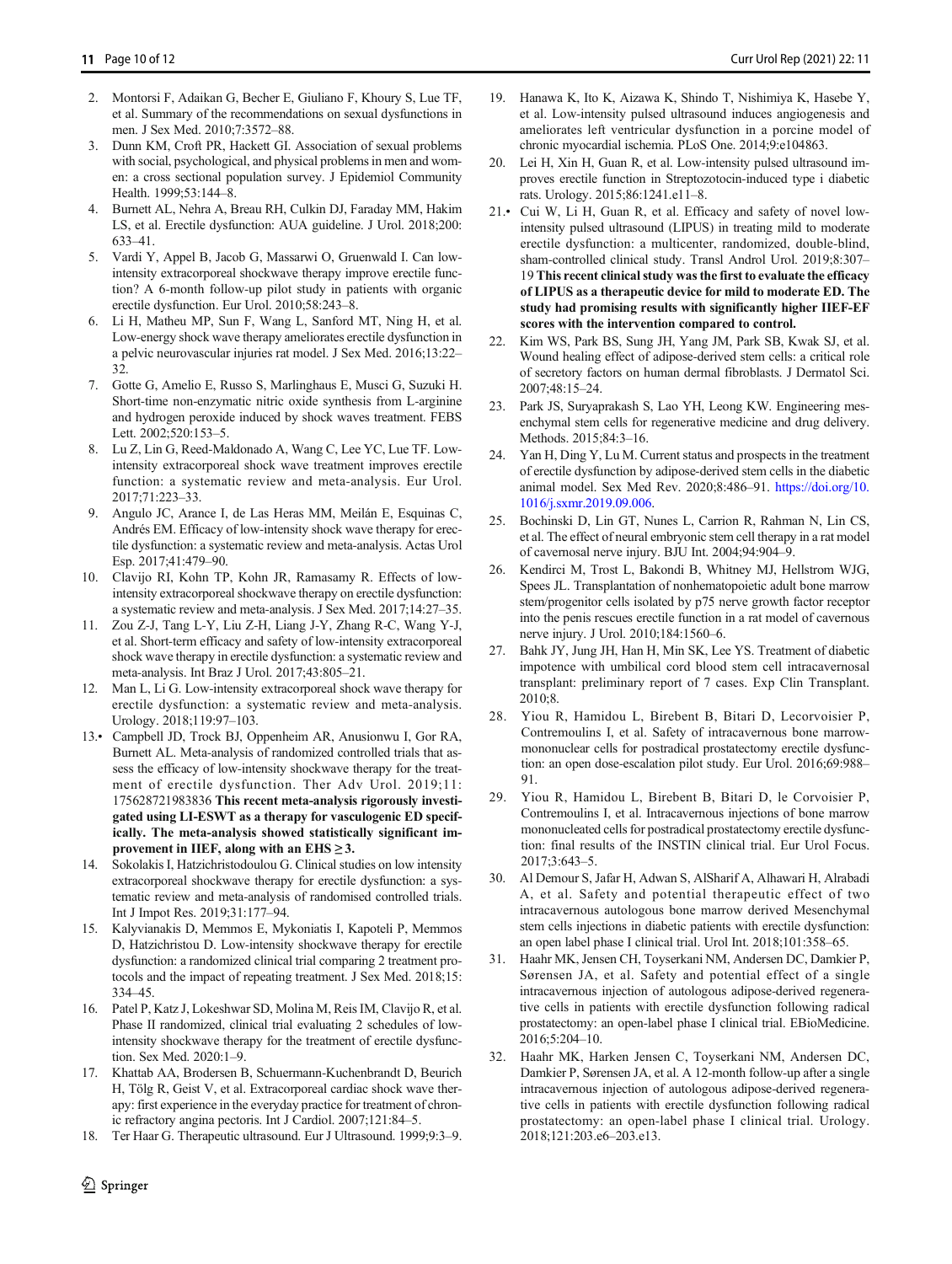2. Montorsi F, Adaikan G, Becher E, Giuliano F, Khoury S, Lue TF, et al. Summary of the recommendations on sexual dysfunctions in men. J Sex Med. 2010;7:3572–88.
3. Dunn KM, Croft PR, Hackett GI. Association of sexual problems with social, psychological, and physical problems in men and women: a cross sectional population survey. J Epidemiol Community Health. 1999;53:144–8.
4. Burnett AL, Nehra A, Breau RH, Culkin DJ, Faraday MM, Hakim LS, et al. Erectile dysfunction: AUA guideline. J Urol. 2018;200: 633–41.
5. Vardi Y, Appel B, Jacob G, Massarwi O, Gruenwald I. Can low-intensity extracorporeal shockwave therapy improve erectile function? A 6-month follow-up pilot study in patients with organic erectile dysfunction. Eur Urol. 2010;58:243–8.
6. Li H, Matheu MP, Sun F, Wang L, Sanford MT, Ning H, et al. Low-energy shock wave therapy ameliorates erectile dysfunction in a pelvic neurovascular injuries rat model. J Sex Med. 2016;13:22–32.
7. Gotte G, Amelio E, Russo S, Marlinghaus E, Musci G, Suzuki H. Short-time non-enzymatic nitric oxide synthesis from L-arginine and hydrogen peroxide induced by shock waves treatment. FEBS Lett. 2002;520:153–5.
8. Lu Z, Lin G, Reed-Maldonado A, Wang C, Lee YC, Lue TF. Low-intensity extracorporeal shock wave treatment improves erectile function: a systematic review and meta-analysis. Eur Urol. 2017;71:223–33.
9. Angulo JC, Arance I, de Las Heras MM, Meilán E, Esquinas C, Andrés EM. Efficacy of low-intensity shock wave therapy for erectile dysfunction: a systematic review and meta-analysis. Actas Urol Esp. 2017;41:479–90.
10. Clavijo RI, Kohn TP, Kohn JR, Ramasamy R. Effects of low-intensity extracorporeal shockwave therapy on erectile dysfunction: a systematic review and meta-analysis. J Sex Med. 2017;14:27–35.
11. Zou Z-J, Tang L-Y, Liu Z-H, Liang J-Y, Zhang R-C, Wang Y-J, et al. Short-term efficacy and safety of low-intensity extracorporeal shock wave therapy in erectile dysfunction: a systematic review and meta-analysis. Int Braz J Urol. 2017;43:805–21.
12. Man L, Li G. Low-intensity extracorporeal shock wave therapy for erectile dysfunction: a systematic review and meta-analysis. Urology. 2018;119:97–103.
13.• Campbell JD, Trock BJ, Oppenheim AR, Anusionwu I, Gor RA, Burnett AL. Meta-analysis of randomized controlled trials that assess the efficacy of low-intensity shockwave therapy for the treatment of erectile dysfunction. Ther Adv Urol. 2019;11: 175628721983836 **This recent meta-analysis rigorously investigated using LI-ESWT as a therapy for vasculogenic ED specifically. The meta-analysis showed statistically significant improvement in IIEF, along with an EHS ≥ 3.**
14. Sokolakis I, Hatzichristodoulou G. Clinical studies on low intensity extracorporeal shockwave therapy for erectile dysfunction: a systematic review and meta-analysis of randomised controlled trials. Int J Impot Res. 2019;31:177–94.
15. Kalyvianakis D, Memmos E, Mykoniatis I, Kapoteli P, Memmos D, Hatzichristou D. Low-intensity shockwave therapy for erectile dysfunction: a randomized clinical trial comparing 2 treatment protocols and the impact of repeating treatment. J Sex Med. 2018;15: 334–45.
16. Patel P, Katz J, Lokeshwar SD, Molina M, Reis IM, Clavijo R, et al. Phase II randomized, clinical trial evaluating 2 schedules of low-intensity shockwave therapy for the treatment of erectile dysfunction. Sex Med. 2020:1–9.
17. Khattab AA, Brodersen B, Schuermann-Kuchenbrandt D, Beurich H, Tölg R, Geist V, et al. Extracorporeal cardiac shock wave therapy: first experience in the everyday practice for treatment of chronic refractory angina pectoris. Int J Cardiol. 2007;121:84–5.
18. Ter Haar G. Therapeutic ultrasound. Eur J Ultrasound. 1999;9:3–9.
19. Hanawa K, Ito K, Aizawa K, Shindo T, Nishimiya K, Hasebe Y, et al. Low-intensity pulsed ultrasound induces angiogenesis and ameliorates left ventricular dysfunction in a porcine model of chronic myocardial ischemia. PLoS One. 2014;9:e104863.
20. Lei H, Xin H, Guan R, et al. Low-intensity pulsed ultrasound improves erectile function in Streptozotocin-induced type i diabetic rats. Urology. 2015;86:1241.e11–8.
21.• Cui W, Li H, Guan R, et al. Efficacy and safety of novel low-intensity pulsed ultrasound (LIPUS) in treating mild to moderate erectile dysfunction: a multicenter, randomized, double-blind, sham-controlled clinical study. Transl Androl Urol. 2019;8:307–19 **This recent clinical study was the first to evaluate the efficacy of LIPUS as a therapeutic device for mild to moderate ED. The study had promising results with significantly higher IIEF-EF scores with the intervention compared to control.**
22. Kim WS, Park BS, Sung JH, Yang JM, Park SB, Kwak SJ, et al. Wound healing effect of adipose-derived stem cells: a critical role of secretory factors on human dermal fibroblasts. J Dermatol Sci. 2007;48:15–24.
23. Park JS, Suryaprakash S, Lao YH, Leong KW. Engineering mesenchymal stem cells for regenerative medicine and drug delivery. Methods. 2015;84:3–16.
24. Yan H, Ding Y, Lu M. Current status and prospects in the treatment of erectile dysfunction by adipose-derived stem cells in the diabetic animal model. Sex Med Rev. 2020;8:486–91. https://doi.org/10.1016/j.sxmr.2019.09.006.
25. Bochinski D, Lin GT, Nunes L, Carrion R, Rahman N, Lin CS, et al. The effect of neural embryonic stem cell therapy in a rat model of cavernosal nerve injury. BJU Int. 2004;94:904–9.
26. Kendirci M, Trost L, Bakondi B, Whitney MJ, Hellstrom WJG, Spees JL. Transplantation of nonhematopoietic adult bone marrow stem/progenitor cells isolated by p75 nerve growth factor receptor into the penis rescues erectile function in a rat model of cavernous nerve injury. J Urol. 2010;184:1560–6.
27. Bahk JY, Jung JH, Han H, Min SK, Lee YS. Treatment of diabetic impotence with umbilical cord blood stem cell intracavernosal transplant: preliminary report of 7 cases. Exp Clin Transplant. 2010;8.
28. Yiou R, Hamidou L, Birebent B, Bitari D, Lecorvoisier P, Contremoulins I, et al. Safety of intracavernous bone marrow-mononuclear cells for postradical prostatectomy erectile dysfunction: an open dose-escalation pilot study. Eur Urol. 2016;69:988–91.
29. Yiou R, Hamidou L, Birebent B, Bitari D, le Corvoisier P, Contremoulins I, et al. Intracavernous injections of bone marrow mononucleated cells for postradical prostatectomy erectile dysfunction: final results of the INSTIN clinical trial. Eur Urol Focus. 2017;3:643–5.
30. Al Demour S, Jafar H, Adwan S, AlSharif A, Alhawari H, Alrabadi A, et al. Safety and potential therapeutic effect of two intracavernous autologous bone marrow derived Mesenchymal stem cells injections in diabetic patients with erectile dysfunction: an open label phase I clinical trial. Urol Int. 2018;101:358–65.
31. Haahr MK, Jensen CH, Toyserkani NM, Andersen DC, Damkier P, Sørensen JA, et al. Safety and potential effect of a single intracavernous injection of autologous adipose-derived regenerative cells in patients with erectile dysfunction following radical prostatectomy: an open-label phase I clinical trial. EBioMedicine. 2016;5:204–10.
32. Haahr MK, Harken Jensen C, Toyserkani NM, Andersen DC, Damkier P, Sørensen JA, et al. A 12-month follow-up after a single intracavernous injection of autologous adipose-derived regenerative cells in patients with erectile dysfunction following radical prostatectomy: an open-label phase I clinical trial. Urology. 2018;121:203.e6–203.e13.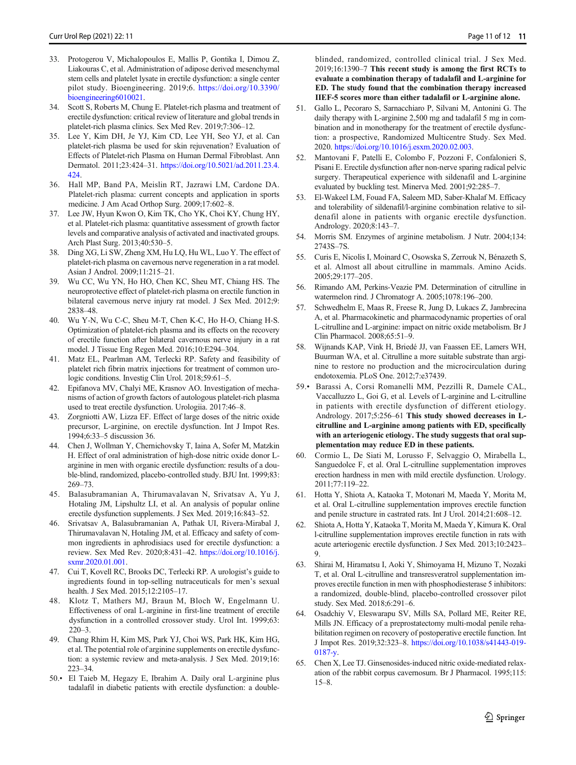33. Protogerou V, Michalopoulos E, Mallis P, Gontika I, Dimou Z, Liakouras C, et al. Administration of adipose derived mesenchymal stem cells and platelet lysate in erectile dysfunction: a single center pilot study. Bioengineering. 2019;6. https://doi.org/10.3390/bioengineering6010021.
34. Scott S, Roberts M, Chung E. Platelet-rich plasma and treatment of erectile dysfunction: critical review of literature and global trends in platelet-rich plasma clinics. Sex Med Rev. 2019;7:306–12.
35. Lee Y, Kim DH, Je YJ, Kim CD, Lee YH, Seo YJ, et al. Can platelet-rich plasma be used for skin rejuvenation? Evaluation of Effects of Platelet-rich Plasma on Human Dermal Fibroblast. Ann Dermatol. 2011;23:424–31. https://doi.org/10.5021/ad.2011.23.4.424.
36. Hall MP, Band PA, Meislin RT, Jazrawi LM, Cardone DA. Platelet-rich plasma: current concepts and application in sports medicine. J Am Acad Orthop Surg. 2009;17:602–8.
37. Lee JW, Hyun Kwon O, Kim TK, Cho YK, Choi KY, Chung HY, et al. Platelet-rich plasma: quantitative assessment of growth factor levels and comparative analysis of activated and inactivated groups. Arch Plast Surg. 2013;40:530–5.
38. Ding XG, Li SW, Zheng XM, Hu LQ, Hu WL, Luo Y. The effect of platelet-rich plasma on cavernous nerve regeneration in a rat model. Asian J Androl. 2009;11:215–21.
39. Wu CC, Wu YN, Ho HO, Chen KC, Sheu MT, Chiang HS. The neuroprotective effect of platelet-rich plasma on erectile function in bilateral cavernous nerve injury rat model. J Sex Med. 2012;9:2838–48.
40. Wu Y-N, Wu C-C, Sheu M-T, Chen K-C, Ho H-O, Chiang H-S. Optimization of platelet-rich plasma and its effects on the recovery of erectile function after bilateral cavernous nerve injury in a rat model. J Tissue Eng Regen Med. 2016;10:E294–304.
41. Matz EL, Pearlman AM, Terlecki RP. Safety and feasibility of platelet rich fibrin matrix injections for treatment of common urologic conditions. Investig Clin Urol. 2018;59:61–5.
42. Epifanova MV, Chalyi ME, Krasnov AO. Investigation of mechanisms of action of growth factors of autologous platelet-rich plasma used to treat erectile dysfunction. Urologiia. 2017:46–8.
43. Zorgniotti AW, Lizza EF. Effect of large doses of the nitric oxide precursor, L-arginine, on erectile dysfunction. Int J Impot Res. 1994;6:33–5 discussion 36.
44. Chen J, Wollman Y, Chernichovsky T, Iaina A, Sofer M, Matzkin H. Effect of oral administration of high-dose nitric oxide donor L-arginine in men with organic erectile dysfunction: results of a double-blind, randomized, placebo-controlled study. BJU Int. 1999;83:269–73.
45. Balasubramanian A, Thirumavalavan N, Srivatsav A, Yu J, Hotaling JM, Lipshultz LI, et al. An analysis of popular online erectile dysfunction supplements. J Sex Med. 2019;16:843–52.
46. Srivatsav A, Balasubramanian A, Pathak UI, Rivera-Mirabal J, Thirumavalavan N, Hotaling JM, et al. Efficacy and safety of common ingredients in aphrodisiacs used for erectile dysfunction: a review. Sex Med Rev. 2020;8:431–42. https://doi.org/10.1016/j.sxmr.2020.01.001.
47. Cui T, Kovell RC, Brooks DC, Terlecki RP. A urologist's guide to ingredients found in top-selling nutraceuticals for men's sexual health. J Sex Med. 2015;12:2105–17.
48. Klotz T, Mathers MJ, Braun M, Bloch W, Engelmann U. Effectiveness of oral L-arginine in first-line treatment of erectile dysfunction in a controlled crossover study. Urol Int. 1999;63:220–3.
49. Chang Rhim H, Kim MS, Park YJ, Choi WS, Park HK, Kim HG, et al. The potential role of arginine supplements on erectile dysfunction: a systemic review and meta-analysis. J Sex Med. 2019;16:223–34.
50.• El Taieb M, Hegazy E, Ibrahim A. Daily oral L-arginine plus tadalafil in diabetic patients with erectile dysfunction: a double-blinded, randomized, controlled clinical trial. J Sex Med. 2019;16:1390–7 **This recent study is among the first RCTs to evaluate a combination therapy of tadalafil and L-arginine for ED. The study found that the combination therapy increased IIEF-5 scores more than either tadalafil or L-arginine alone.**
51. Gallo L, Pecoraro S, Sarnacchiaro P, Silvani M, Antonini G. The daily therapy with L-arginine 2,500 mg and tadalafil 5 mg in combination and in monotherapy for the treatment of erectile dysfunction: a prospective, Randomized Multicentre Study. Sex Med. 2020. https://doi.org/10.1016/j.esxm.2020.02.003.
52. Mantovani F, Patelli E, Colombo F, Pozzoni F, Confalonieri S, Pisani E. Erectile dysfunction after non-nerve sparing radical pelvic surgery. Therapeutical experience with sildenafil and L-arginine evaluated by buckling test. Minerva Med. 2001;92:285–7.
53. El-Wakeel LM, Fouad FA, Saleem MD, Saber-Khalaf M. Efficacy and tolerability of sildenafil/l-arginine combination relative to sildenafil alone in patients with organic erectile dysfunction. Andrology. 2020;8:143–7.
54. Morris SM. Enzymes of arginine metabolism. J Nutr. 2004;134:2743S–7S.
55. Curis E, Nicolis I, Moinard C, Osowska S, Zerrouk N, Bénazeth S, et al. Almost all about citrulline in mammals. Amino Acids. 2005;29:177–205.
56. Rimando AM, Perkins-Veazie PM. Determination of citrulline in watermelon rind. J Chromatogr A. 2005;1078:196–200.
57. Schwedhelm E, Maas R, Freese R, Jung D, Lukacs Z, Jambrecina A, et al. Pharmacokinetic and pharmacodynamic properties of oral L-citrulline and L-arginine: impact on nitric oxide metabolism. Br J Clin Pharmacol. 2008;65:51–9.
58. Wijnands KAP, Vink H, Briedé JJ, van Faassen EE, Lamers WH, Buurman WA, et al. Citrulline a more suitable substrate than arginine to restore no production and the microcirculation during endotoxemia. PLoS One. 2012;7:e37439.
59.• Barassi A, Corsi Romanelli MM, Pezzilli R, Damele CAL, Vaccalluzzo L, Goi G, et al. Levels of L-arginine and L-citrulline in patients with erectile dysfunction of different etiology. Andrology. 2017;5:256–61 **This study showed decreases in L-citrulline and L-arginine among patients with ED, specifically with an arteriogenic etiology. The study suggests that oral supplementation may reduce ED in these patients.**
60. Cormio L, De Siati M, Lorusso F, Selvaggio O, Mirabella L, Sanguedolce F, et al. Oral L-citrulline supplementation improves erection hardness in men with mild erectile dysfunction. Urology. 2011;77:119–22.
61. Hotta Y, Shiota A, Kataoka T, Motonari M, Maeda Y, Morita M, et al. Oral L-citrulline supplementation improves erectile function and penile structure in castrated rats. Int J Urol. 2014;21:608–12.
62. Shiota A, Hotta Y, Kataoka T, Morita M, Maeda Y, Kimura K. Oral l-citrulline supplementation improves erectile function in rats with acute arteriogenic erectile dysfunction. J Sex Med. 2013;10:2423–9.
63. Shirai M, Hiramatsu I, Aoki Y, Shimoyama H, Mizuno T, Nozaki T, et al. Oral L-citrulline and transresveratrol supplementation improves erectile function in men with phosphodiesterase 5 inhibitors: a randomized, double-blind, placebo-controlled crossover pilot study. Sex Med. 2018;6:291–6.
64. Osadchiy V, Eleswarapu SV, Mills SA, Pollard ME, Reiter RE, Mills JN. Efficacy of a preprostatectomy multi-modal penile rehabilitation regimen on recovery of postoperative erectile function. Int J Impot Res. 2019;32:323–8. https://doi.org/10.1038/s41443-019-0187-y.
65. Chen X, Lee TJ. Ginsenosides-induced nitric oxide-mediated relaxation of the rabbit corpus cavernosum. Br J Pharmacol. 1995;115:15–8.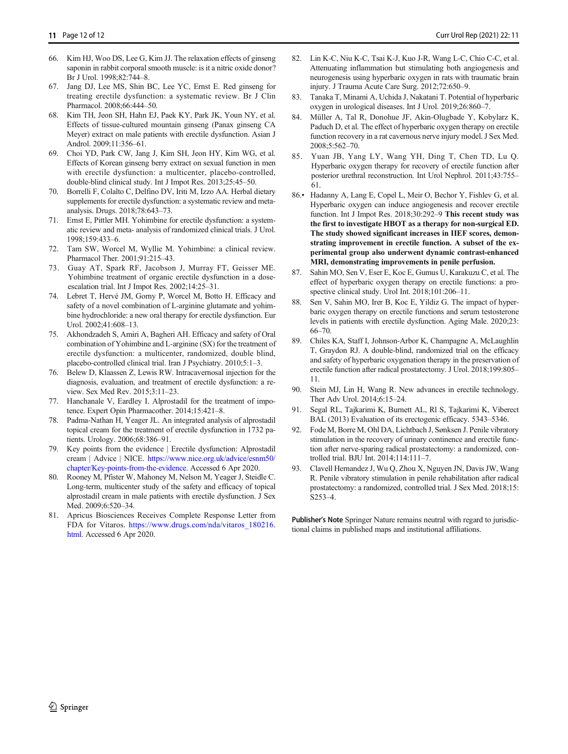66. Kim HJ, Woo DS, Lee G, Kim JJ. The relaxation effects of ginseng saponin in rabbit corporal smooth muscle: is it a nitric oxide donor? Br J Urol. 1998;82:744–8.
67. Jang DJ, Lee MS, Shin BC, Lee YC, Ernst E. Red ginseng for treating erectile dysfunction: a systematic review. Br J Clin Pharmacol. 2008;66:444–50.
68. Kim TH, Jeon SH, Hahn EJ, Paek KY, Park JK, Youn NY, et al. Effects of tissue-cultured mountain ginseng (Panax ginseng CA Meyer) extract on male patients with erectile dysfunction. Asian J Androl. 2009;11:356–61.
69. Choi YD, Park CW, Jang J, Kim SH, Jeon HY, Kim WG, et al. Effects of Korean ginseng berry extract on sexual function in men with erectile dysfunction: a multicenter, placebo-controlled, double-blind clinical study. Int J Impot Res. 2013;25:45–50.
70. Borrelli F, Colalto C, Delfino DV, Iriti M, Izzo AA. Herbal dietary supplements for erectile dysfunction: a systematic review and meta-analysis. Drugs. 2018;78:643–73.
71. Ernst E, Pittler MH. Yohimbine for erectile dysfunction: a systematic review and meta- analysis of randomized clinical trials. J Urol. 1998;159:433–6.
72. Tam SW, Worcel M, Wyllie M. Yohimbine: a clinical review. Pharmacol Ther. 2001;91:215–43.
73. Guay AT, Spark RF, Jacobson J, Murray FT, Geisser ME. Yohimbine treatment of organic erectile dysfunction in a dose-escalation trial. Int J Impot Res. 2002;14:25–31.
74. Lebret T, Hervé JM, Gorny P, Worcel M, Botto H. Efficacy and safety of a novel combination of L-arginine glutamate and yohimbine hydrochloride: a new oral therapy for erectile dysfunction. Eur Urol. 2002;41:608–13.
75. Akhondzadeh S, Amiri A, Bagheri AH. Efficacy and safety of Oral combination of Yohimbine and L-arginine (SX) for the treatment of erectile dysfunction: a multicenter, randomized, double blind, placebo-controlled clinical trial. Iran J Psychiatry. 2010;5:1–3.
76. Belew D, Klaassen Z, Lewis RW. Intracavernosal injection for the diagnosis, evaluation, and treatment of erectile dysfunction: a review. Sex Med Rev. 2015;3:11–23.
77. Hanchanale V, Eardley I. Alprostadil for the treatment of impotence. Expert Opin Pharmacother. 2014;15:421–8.
78. Padma-Nathan H, Yeager JL. An integrated analysis of alprostadil topical cream for the treatment of erectile dysfunction in 1732 patients. Urology. 2006;68:386–91.
79. Key points from the evidence | Erectile dysfunction: Alprostadil cream | Advice | NICE. https://www.nice.org.uk/advice/esnm50/chapter/Key-points-from-the-evidence. Accessed 6 Apr 2020.
80. Rooney M, Pfister W, Mahoney M, Nelson M, Yeager J, Steidle C. Long-term, multicenter study of the safety and efficacy of topical alprostadil cream in male patients with erectile dysfunction. J Sex Med. 2009;6:520–34.
81. Apricus Biosciences Receives Complete Response Letter from FDA for Vitaros. https://www.drugs.com/nda/vitaros_180216.html. Accessed 6 Apr 2020.
82. Lin K-C, Niu K-C, Tsai K-J, Kuo J-R, Wang L-C, Chio C-C, et al. Attenuating inflammation but stimulating both angiogenesis and neurogenesis using hyperbaric oxygen in rats with traumatic brain injury. J Trauma Acute Care Surg. 2012;72:650–9.
83. Tanaka T, Minami A, Uchida J, Nakatani T. Potential of hyperbaric oxygen in urological diseases. Int J Urol. 2019;26:860–7.
84. Müller A, Tal R, Donohue JF, Akin-Olugbade Y, Kobylarz K, Paduch D, et al. The effect of hyperbaric oxygen therapy on erectile function recovery in a rat cavernous nerve injury model. J Sex Med. 2008;5:562–70.
85. Yuan JB, Yang LY, Wang YH, Ding T, Chen TD, Lu Q. Hyperbaric oxygen therapy for recovery of erectile function after posterior urethral reconstruction. Int Urol Nephrol. 2011;43:755–61.
86.• Hadanny A, Lang E, Copel L, Meir O, Bechor Y, Fishlev G, et al. Hyperbaric oxygen can induce angiogenesis and recover erectile function. Int J Impot Res. 2018;30:292–9 **This recent study was the first to investigate HBOT as a therapy for non-surgical ED. The study showed significant increases in IIEF scores, demonstrating improvement in erectile function. A subset of the experimental group also underwent dynamic contrast-enhanced MRI, demonstrating improvements in penile perfusion.**
87. Sahin MO, Sen V, Eser E, Koc E, Gumus U, Karakuzu C, et al. The effect of hyperbaric oxygen therapy on erectile functions: a prospective clinical study. Urol Int. 2018;101:206–11.
88. Sen V, Sahin MO, Irer B, Koc E, Yildiz G. The impact of hyperbaric oxygen therapy on erectile functions and serum testosterone levels in patients with erectile dysfunction. Aging Male. 2020;23:66–70.
89. Chiles KA, Staff I, Johnson-Arbor K, Champagne A, McLaughlin T, Graydon RJ. A double-blind, randomized trial on the efficacy and safety of hyperbaric oxygenation therapy in the preservation of erectile function after radical prostatectomy. J Urol. 2018;199:805–11.
90. Stein MJ, Lin H, Wang R. New advances in erectile technology. Ther Adv Urol. 2014;6:15–24.
91. Segal RL, Tajkarimi K, Burnett AL, Rl S, Tajkarimi K, Viberect BAL (2013) Evaluation of its erectogenic efficacy. 5343–5346.
92. Fode M, Borre M, Ohl DA, Lichtbach J, Sønksen J. Penile vibratory stimulation in the recovery of urinary continence and erectile function after nerve-sparing radical prostatectomy: a randomized, controlled trial. BJU Int. 2014;114:111–7.
93. Clavell Hernandez J, Wu Q, Zhou X, Nguyen JN, Davis JW, Wang R. Penile vibratory stimulation in penile rehabilitation after radical prostatectomy: a randomized, controlled trial. J Sex Med. 2018;15:S253–4.

**Publisher's Note** Springer Nature remains neutral with regard to jurisdictional claims in published maps and institutional affiliations.